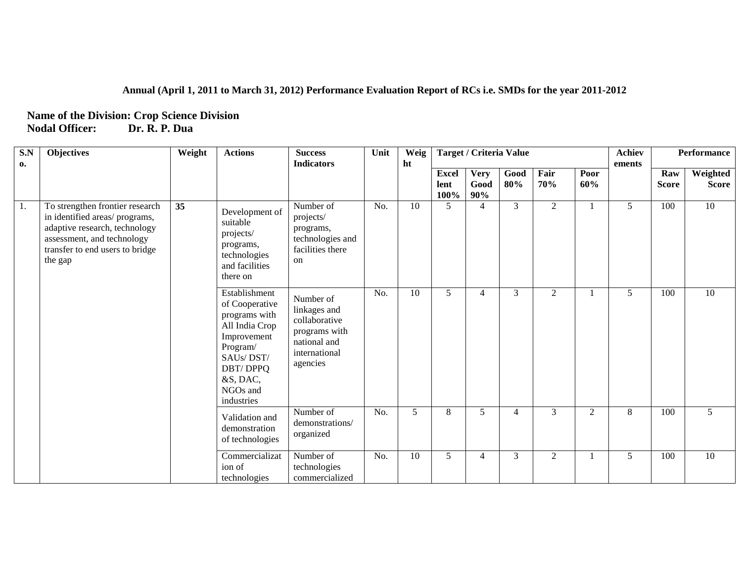**Annual (April 1, 2011 to March 31, 2012) Performance Evaluation Report of RCs i.e. SMDs for the year 2011-2012**

**Name of the Division: Crop Science Division**
**Nodal Officer: Dr. R. P. Dua**

| S.No. | Objectives | Weight | Actions | Success Indicators | Unit | Weight | Target / Criteria Value | | | | | Achievements | Performance | |
|---|---|---|---|---|---|---|---|---|---|---|---|---|---|---|
| | | | | | | | Excellent 100% | Very Good 90% | Good 80% | Fair 70% | Poor 60% | | Raw Score | Weighted Score |
| 1. | To strengthen frontier research in identified areas/ programs, adaptive research, technology assessment, and technology transfer to end users to bridge the gap | 35 | Development of suitable projects/ programs, technologies and facilities there on | Number of projects/ programs, technologies and facilities there on | No. | 10 | 5 | 4 | 3 | 2 | 1 | 5 | 100 | 10 |
| | | | Establishment of Cooperative programs with All India Crop Improvement Program/ SAUs/ DST/ DBT/ DPPQ &S, DAC, NGOs and industries | Number of linkages and collaborative programs with national and international agencies | No. | 10 | 5 | 4 | 3 | 2 | 1 | 5 | 100 | 10 |
| | | | Validation and demonstration of technologies | Number of demonstrations/ organized | No. | 5 | 8 | 5 | 4 | 3 | 2 | 8 | 100 | 5 |
| | | | Commercialization of technologies | Number of technologies commercialized | No. | 10 | 5 | 4 | 3 | 2 | 1 | 5 | 100 | 10 |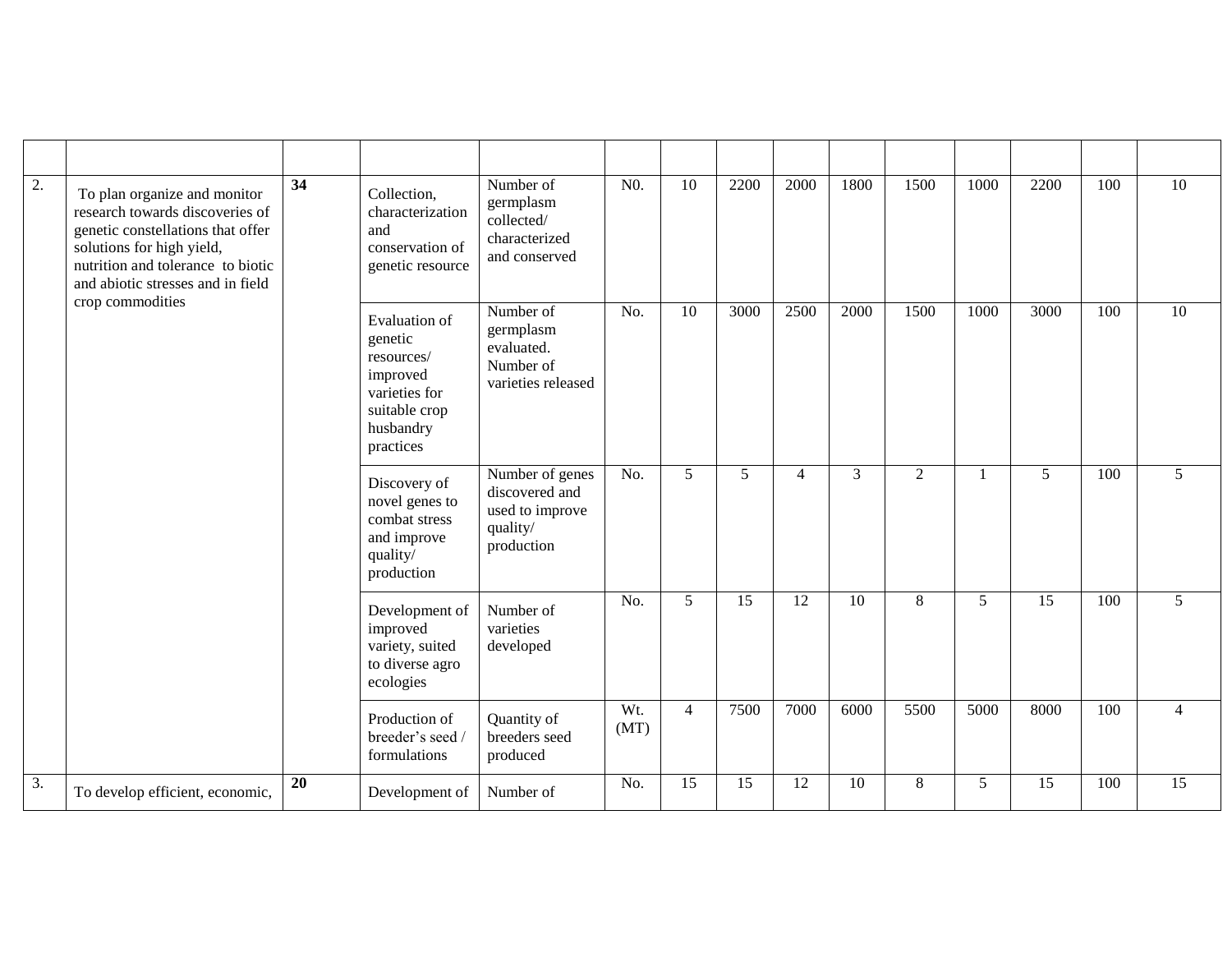| | | | | | | | | | | | | | | |
|---|---|---|---|---|---|---|---|---|---|---|---|---|---|---|
| 2. | To plan organize and monitor research towards discoveries of genetic constellations that offer solutions for high yield, nutrition and tolerance to biotic and abiotic stresses and in field crop commodities | **34** | Collection, characterization and conservation of genetic resource | Number of germplasm collected/ characterized and conserved | N0. | 10 | 2200 | 2000 | 1800 | 1500 | 1000 | 2200 | 100 | 10 |
| | | | Evaluation of genetic resources/ improved varieties for suitable crop husbandry practices | Number of germplasm evaluated. Number of varieties released | No. | 10 | 3000 | 2500 | 2000 | 1500 | 1000 | 3000 | 100 | 10 |
| | | | Discovery of novel genes to combat stress and improve quality/ production | Number of genes discovered and used to improve quality/ production | No. | 5 | 5 | 4 | 3 | 2 | 1 | 5 | 100 | 5 |
| | | | Development of improved variety, suited to diverse agro ecologies | Number of varieties developed | No. | 5 | 15 | 12 | 10 | 8 | 5 | 15 | 100 | 5 |
| | | | Production of breeder's seed / formulations | Quantity of breeders seed produced | Wt. (MT) | 4 | 7500 | 7000 | 6000 | 5500 | 5000 | 8000 | 100 | 4 |
| 3. | To develop efficient, economic, | **20** | Development of | Number of | No. | 15 | 15 | 12 | 10 | 8 | 5 | 15 | 100 | 15 |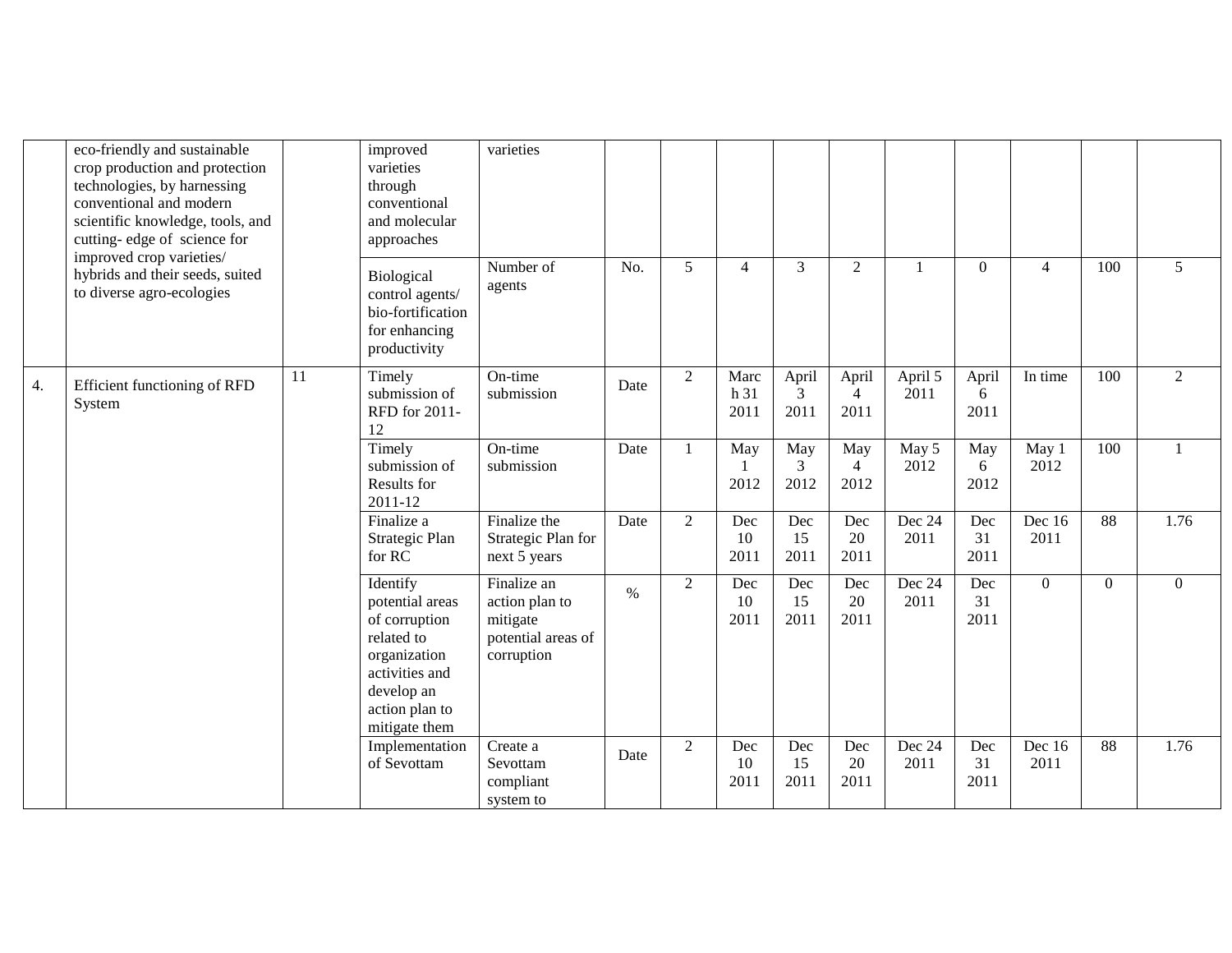| | | | | | | | | | | | | | | |
|---|---|---|---|---|---|---|---|---|---|---|---|---|---|---|
| | eco-friendly and sustainable crop production and protection technologies, by harnessing conventional and modern scientific knowledge, tools, and cutting- edge of science for improved crop varieties/ hybrids and their seeds, suited to diverse agro-ecologies | | improved varieties through conventional and molecular approaches | varieties | | | | | | | | | | |
| | | | Biological control agents/ bio-fortification for enhancing productivity | Number of agents | No. | 5 | 4 | 3 | 2 | 1 | 0 | 4 | 100 | 5 |
| 4. | Efficient functioning of RFD System | 11 | Timely submission of RFD for 2011-12 | On-time submission | Date | 2 | March 31 2011 | April 3 2011 | April 4 2011 | April 5 2011 | April 6 2011 | In time | 100 | 2 |
| | | | Timely submission of Results for 2011-12 | On-time submission | Date | 1 | May 1 2012 | May 3 2012 | May 4 2012 | May 5 2012 | May 6 2012 | May 1 2012 | 100 | 1 |
| | | | Finalize a Strategic Plan for RC | Finalize the Strategic Plan for next 5 years | Date | 2 | Dec 10 2011 | Dec 15 2011 | Dec 20 2011 | Dec 24 2011 | Dec 31 2011 | Dec 16 2011 | 88 | 1.76 |
| | | | Identify potential areas of corruption related to organization activities and develop an action plan to mitigate them | Finalize an action plan to mitigate potential areas of corruption | % | 2 | Dec 10 2011 | Dec 15 2011 | Dec 20 2011 | Dec 24 2011 | Dec 31 2011 | 0 | 0 | 0 |
| | | | Implementation of Sevottam | Create a Sevottam compliant system to | Date | 2 | Dec 10 2011 | Dec 15 2011 | Dec 20 2011 | Dec 24 2011 | Dec 31 2011 | Dec 16 2011 | 88 | 1.76 |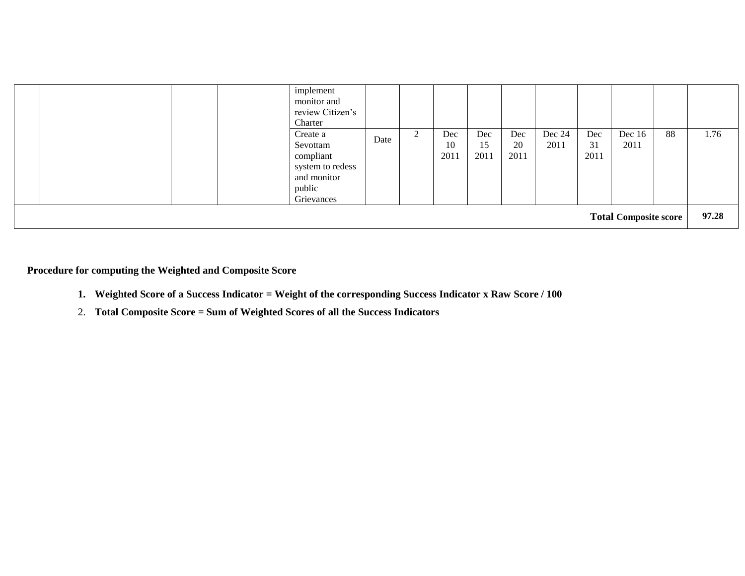| | | | | | | | | | | | | | | |
|---|---|---|---|---|---|---|---|---|---|---|---|---|---|---|
| | | | | implement monitor and review Citizen's Charter | | | | | | | | | | |
| | | | | Create a Sevottam compliant system to redess and monitor public Grievances | Date | 2 | Dec 10 2011 | Dec 15 2011 | Dec 20 2011 | Dec 24 2011 | Dec 31 2011 | Dec 16 2011 | 88 | 1.76 |
| **Total Composite score** | | | | | | | | | | | | | | **97.28** |

**Procedure for computing the Weighted and Composite Score**

1. **Weighted Score of a Success Indicator = Weight of the corresponding Success Indicator x Raw Score / 100**
2. **Total Composite Score = Sum of Weighted Scores of all the Success Indicators**